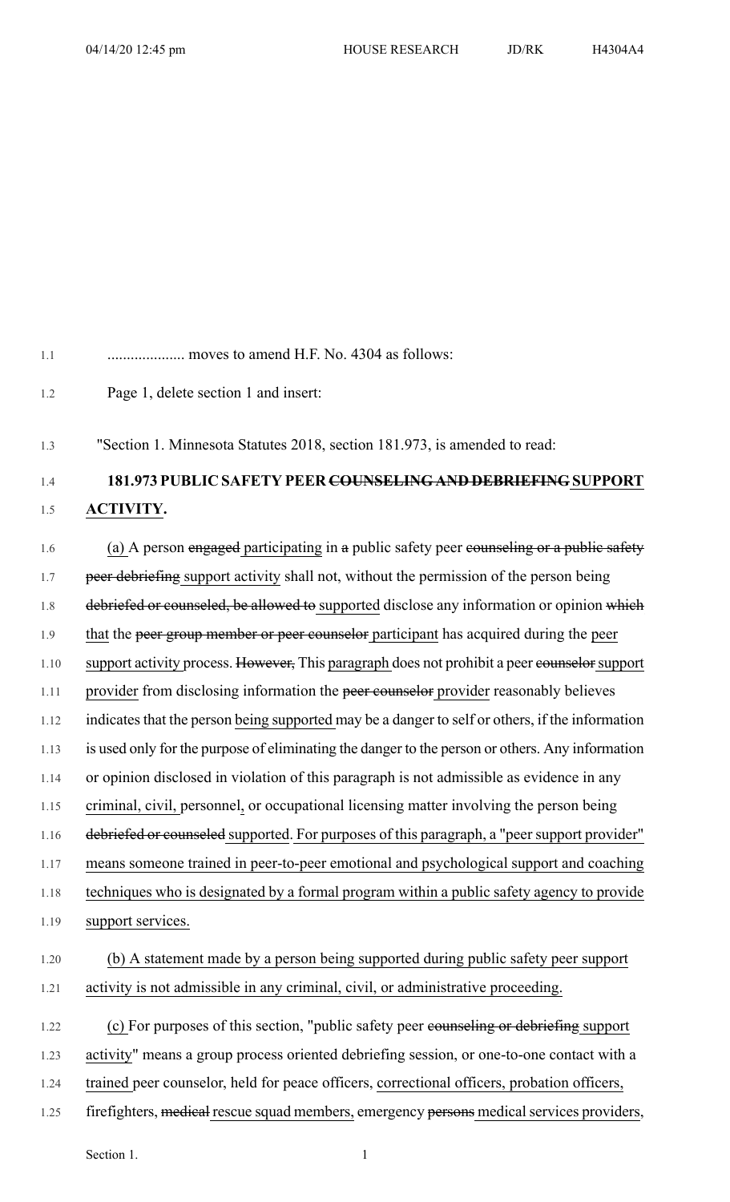.................... moves to amend H.F. No. 4304 as follows:

Page 1, delete section 1 and insert:

"Section 1. Minnesota Statutes 2018, section 181.973, is amended to read:

**181.973 PUBLIC SAFETY PEER ~~COUNSELING AND DEBRIEFING~~ <u>SUPPORT ACTIVITY</u>.**

<u>(a)</u> A person ~~engaged~~ <u>participating</u> in ~~a~~ public safety peer ~~counseling or a public safety peer debriefing~~ <u>support activity</u> shall not, without the permission of the person being ~~debriefed or counseled, be allowed to~~ <u>supported</u> disclose any information or opinion ~~which~~ <u>that</u> the ~~peer group member or peer counselor~~ <u>participant</u> has acquired during the <u>peer support activity</u> process. ~~However,~~ This <u>paragraph</u> does not prohibit a peer ~~counselor~~ <u>support provider</u> from disclosing information the ~~peer counselor~~ <u>provider</u> reasonably believes indicates that the person <u>being supported</u> may be a danger to self or others, if the information is used only for the purpose of eliminating the danger to the person or others. Any information or opinion disclosed in violation of this paragraph is not admissible as evidence in any criminal, civil, <u>personnel,</u> or occupational licensing matter involving the person being ~~debriefed or counseled~~ <u>supported</u>. <u>For purposes of this paragraph, a "peer support provider" means someone trained in peer-to-peer emotional and psychological support and coaching techniques who is designated by a formal program within a public safety agency to provide support services.</u>

<u>(b) A statement made by a person being supported during public safety peer support activity is not admissible in any criminal, civil, or administrative proceeding.</u>

<u>(c)</u> For purposes of this section, "public safety peer ~~counseling or debriefing~~ <u>support activity</u>" means a group process oriented debriefing session, or one-to-one contact with a <u>trained</u> peer counselor, held for peace officers, <u>correctional officers, probation officers,</u> firefighters, ~~medical~~ <u>rescue squad members,</u> emergency ~~persons~~ <u>medical services providers,</u>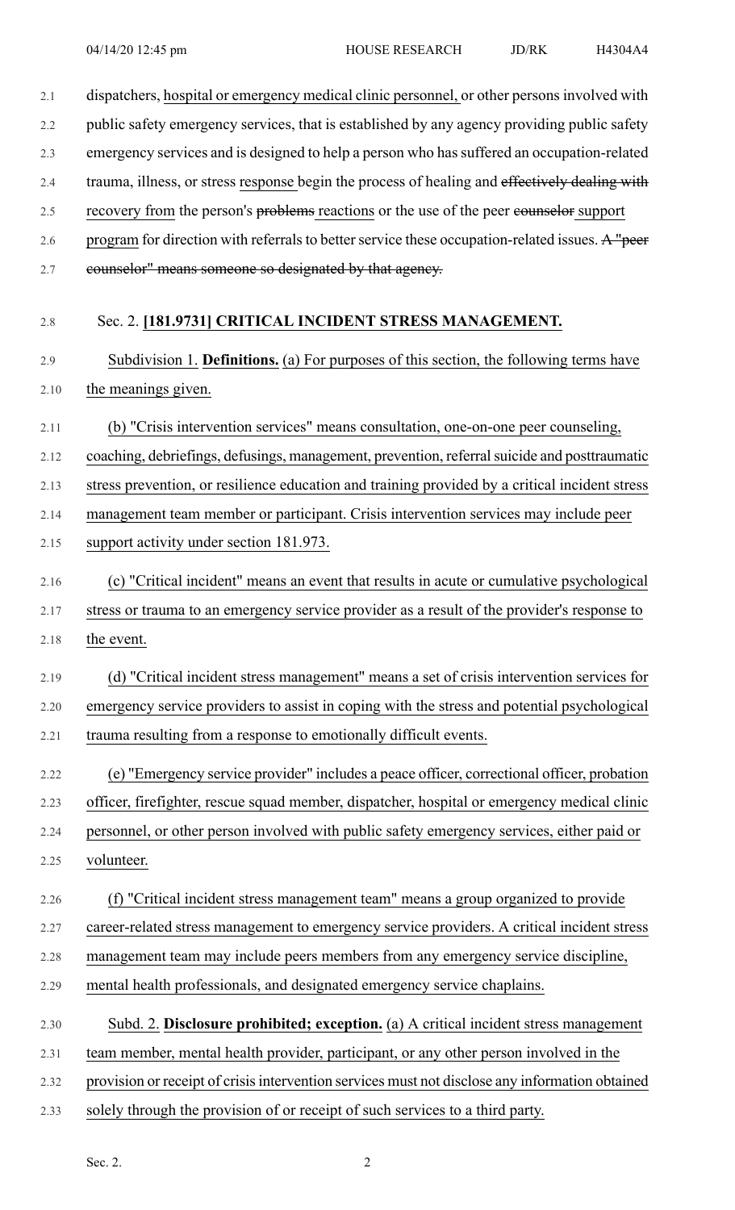dispatchers, hospital or emergency medical clinic personnel, or other persons involved with public safety emergency services, that is established by any agency providing public safety emergency services and is designed to help a person who has suffered an occupation-related trauma, illness, or stress response begin the process of healing and ~~effectively dealing with~~ recovery from the person's ~~problems~~ reactions or the use of the peer ~~counselor~~ support program for direction with referrals to better service these occupation-related issues. ~~A "peer counselor" means someone so designated by that agency.~~

Sec. 2. **[181.9731] CRITICAL INCIDENT STRESS MANAGEMENT.**

Subdivision 1. **Definitions.** (a) For purposes of this section, the following terms have the meanings given.

(b) "Crisis intervention services" means consultation, one-on-one peer counseling, coaching, debriefings, defusings, management, prevention, referral suicide and posttraumatic stress prevention, or resilience education and training provided by a critical incident stress management team member or participant. Crisis intervention services may include peer support activity under section 181.973.

(c) "Critical incident" means an event that results in acute or cumulative psychological stress or trauma to an emergency service provider as a result of the provider's response to the event.

(d) "Critical incident stress management" means a set of crisis intervention services for emergency service providers to assist in coping with the stress and potential psychological trauma resulting from a response to emotionally difficult events.

(e) "Emergency service provider" includes a peace officer, correctional officer, probation officer, firefighter, rescue squad member, dispatcher, hospital or emergency medical clinic personnel, or other person involved with public safety emergency services, either paid or volunteer.

(f) "Critical incident stress management team" means a group organized to provide career-related stress management to emergency service providers. A critical incident stress management team may include peers members from any emergency service discipline, mental health professionals, and designated emergency service chaplains.

Subd. 2. **Disclosure prohibited; exception.** (a) A critical incident stress management team member, mental health provider, participant, or any other person involved in the provision or receipt of crisis intervention services must not disclose any information obtained solely through the provision of or receipt of such services to a third party.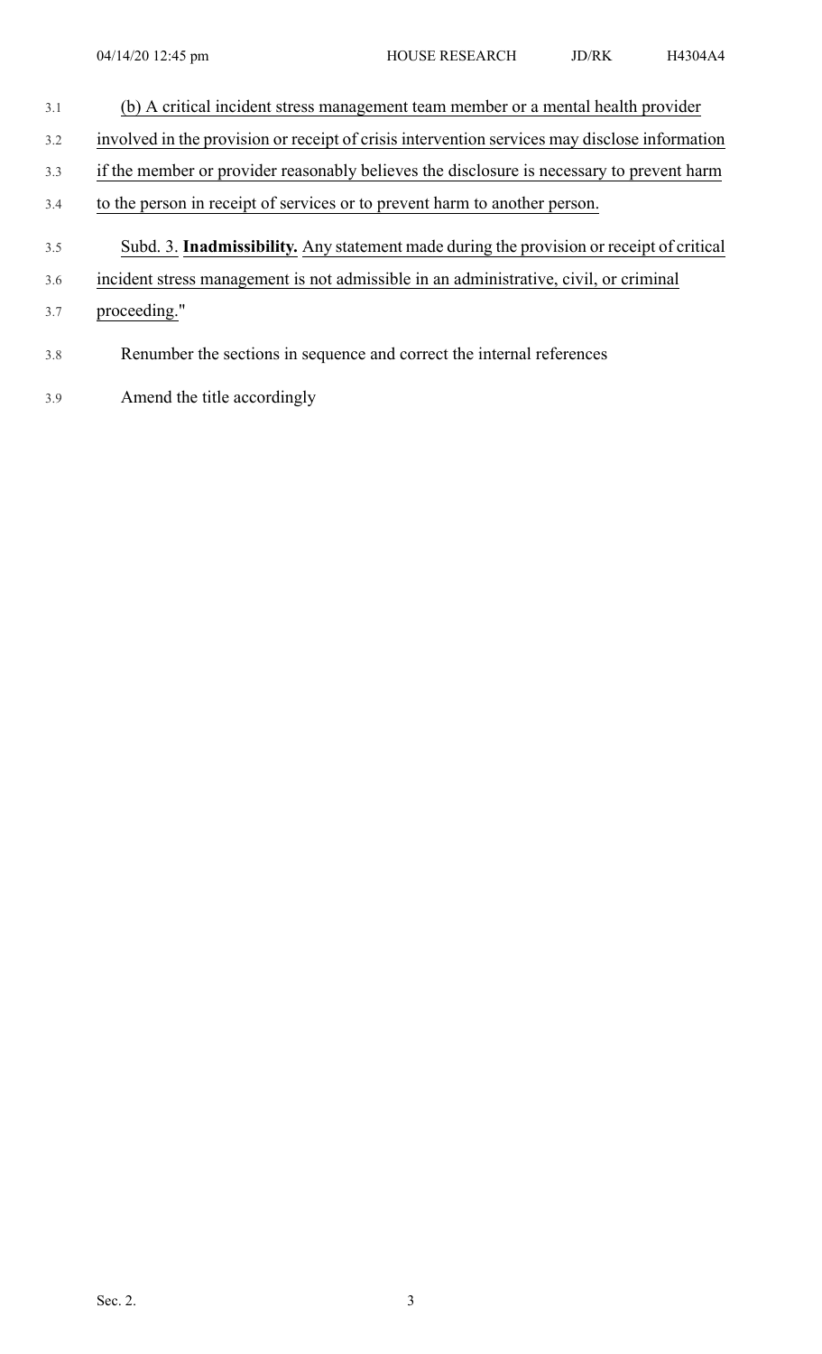(b) A critical incident stress management team member or a mental health provider involved in the provision or receipt of crisis intervention services may disclose information if the member or provider reasonably believes the disclosure is necessary to prevent harm to the person in receipt of services or to prevent harm to another person.

Subd. 3. **Inadmissibility.** Any statement made during the provision or receipt of critical incident stress management is not admissible in an administrative, civil, or criminal proceeding."

Renumber the sections in sequence and correct the internal references

Amend the title accordingly